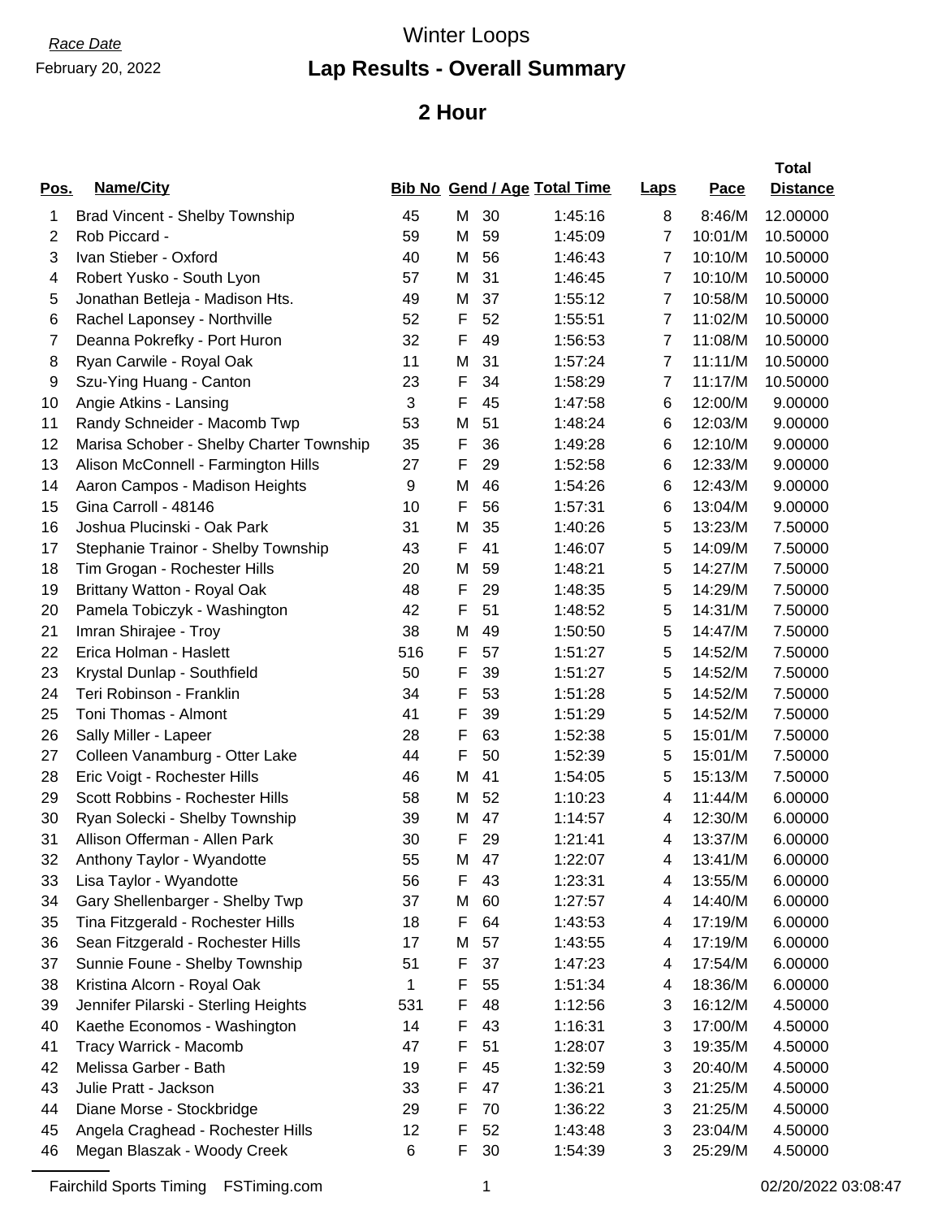*Race Date*

February 20, 2022

# Winter Loops

## Lap Results - Overall Summary

## 2 Hour

| Pos. | Name/City | Bib No | Gend / Age | | Total Time | Laps | Pace | Total Distance |
|---|---|---|---|---|---|---|---|---|
| 1 | Brad Vincent - Shelby Township | 45 | M | 30 | 1:45:16 | 8 | 8:46/M | 12.00000 |
| 2 | Rob Piccard - | 59 | M | 59 | 1:45:09 | 7 | 10:01/M | 10.50000 |
| 3 | Ivan Stieber - Oxford | 40 | M | 56 | 1:46:43 | 7 | 10:10/M | 10.50000 |
| 4 | Robert Yusko - South Lyon | 57 | M | 31 | 1:46:45 | 7 | 10:10/M | 10.50000 |
| 5 | Jonathan Betleja - Madison Hts. | 49 | M | 37 | 1:55:12 | 7 | 10:58/M | 10.50000 |
| 6 | Rachel Laponsey - Northville | 52 | F | 52 | 1:55:51 | 7 | 11:02/M | 10.50000 |
| 7 | Deanna Pokrefky - Port Huron | 32 | F | 49 | 1:56:53 | 7 | 11:08/M | 10.50000 |
| 8 | Ryan Carwile - Royal Oak | 11 | M | 31 | 1:57:24 | 7 | 11:11/M | 10.50000 |
| 9 | Szu-Ying Huang - Canton | 23 | F | 34 | 1:58:29 | 7 | 11:17/M | 10.50000 |
| 10 | Angie Atkins - Lansing | 3 | F | 45 | 1:47:58 | 6 | 12:00/M | 9.00000 |
| 11 | Randy Schneider - Macomb Twp | 53 | M | 51 | 1:48:24 | 6 | 12:03/M | 9.00000 |
| 12 | Marisa Schober - Shelby Charter Township | 35 | F | 36 | 1:49:28 | 6 | 12:10/M | 9.00000 |
| 13 | Alison McConnell - Farmington Hills | 27 | F | 29 | 1:52:58 | 6 | 12:33/M | 9.00000 |
| 14 | Aaron Campos - Madison Heights | 9 | M | 46 | 1:54:26 | 6 | 12:43/M | 9.00000 |
| 15 | Gina Carroll - 48146 | 10 | F | 56 | 1:57:31 | 6 | 13:04/M | 9.00000 |
| 16 | Joshua Plucinski - Oak Park | 31 | M | 35 | 1:40:26 | 5 | 13:23/M | 7.50000 |
| 17 | Stephanie Trainor - Shelby Township | 43 | F | 41 | 1:46:07 | 5 | 14:09/M | 7.50000 |
| 18 | Tim Grogan - Rochester Hills | 20 | M | 59 | 1:48:21 | 5 | 14:27/M | 7.50000 |
| 19 | Brittany Watton - Royal Oak | 48 | F | 29 | 1:48:35 | 5 | 14:29/M | 7.50000 |
| 20 | Pamela Tobiczyk - Washington | 42 | F | 51 | 1:48:52 | 5 | 14:31/M | 7.50000 |
| 21 | Imran Shirajee - Troy | 38 | M | 49 | 1:50:50 | 5 | 14:47/M | 7.50000 |
| 22 | Erica Holman - Haslett | 516 | F | 57 | 1:51:27 | 5 | 14:52/M | 7.50000 |
| 23 | Krystal Dunlap - Southfield | 50 | F | 39 | 1:51:27 | 5 | 14:52/M | 7.50000 |
| 24 | Teri Robinson - Franklin | 34 | F | 53 | 1:51:28 | 5 | 14:52/M | 7.50000 |
| 25 | Toni Thomas - Almont | 41 | F | 39 | 1:51:29 | 5 | 14:52/M | 7.50000 |
| 26 | Sally Miller - Lapeer | 28 | F | 63 | 1:52:38 | 5 | 15:01/M | 7.50000 |
| 27 | Colleen Vanamburg - Otter Lake | 44 | F | 50 | 1:52:39 | 5 | 15:01/M | 7.50000 |
| 28 | Eric Voigt - Rochester Hills | 46 | M | 41 | 1:54:05 | 5 | 15:13/M | 7.50000 |
| 29 | Scott Robbins - Rochester Hills | 58 | M | 52 | 1:10:23 | 4 | 11:44/M | 6.00000 |
| 30 | Ryan Solecki - Shelby Township | 39 | M | 47 | 1:14:57 | 4 | 12:30/M | 6.00000 |
| 31 | Allison Offerman - Allen Park | 30 | F | 29 | 1:21:41 | 4 | 13:37/M | 6.00000 |
| 32 | Anthony Taylor - Wyandotte | 55 | M | 47 | 1:22:07 | 4 | 13:41/M | 6.00000 |
| 33 | Lisa Taylor - Wyandotte | 56 | F | 43 | 1:23:31 | 4 | 13:55/M | 6.00000 |
| 34 | Gary Shellenbarger - Shelby Twp | 37 | M | 60 | 1:27:57 | 4 | 14:40/M | 6.00000 |
| 35 | Tina Fitzgerald - Rochester Hills | 18 | F | 64 | 1:43:53 | 4 | 17:19/M | 6.00000 |
| 36 | Sean Fitzgerald - Rochester Hills | 17 | M | 57 | 1:43:55 | 4 | 17:19/M | 6.00000 |
| 37 | Sunnie Foune - Shelby Township | 51 | F | 37 | 1:47:23 | 4 | 17:54/M | 6.00000 |
| 38 | Kristina Alcorn - Royal Oak | 1 | F | 55 | 1:51:34 | 4 | 18:36/M | 6.00000 |
| 39 | Jennifer Pilarski - Sterling Heights | 531 | F | 48 | 1:12:56 | 3 | 16:12/M | 4.50000 |
| 40 | Kaethe Economos - Washington | 14 | F | 43 | 1:16:31 | 3 | 17:00/M | 4.50000 |
| 41 | Tracy Warrick - Macomb | 47 | F | 51 | 1:28:07 | 3 | 19:35/M | 4.50000 |
| 42 | Melissa Garber - Bath | 19 | F | 45 | 1:32:59 | 3 | 20:40/M | 4.50000 |
| 43 | Julie Pratt - Jackson | 33 | F | 47 | 1:36:21 | 3 | 21:25/M | 4.50000 |
| 44 | Diane Morse - Stockbridge | 29 | F | 70 | 1:36:22 | 3 | 21:25/M | 4.50000 |
| 45 | Angela Craghead - Rochester Hills | 12 | F | 52 | 1:43:48 | 3 | 23:04/M | 4.50000 |
| 46 | Megan Blaszak - Woody Creek | 6 | F | 30 | 1:54:39 | 3 | 25:29/M | 4.50000 |

Fairchild Sports Timing FSTiming.com 02/20/2022 03:08:47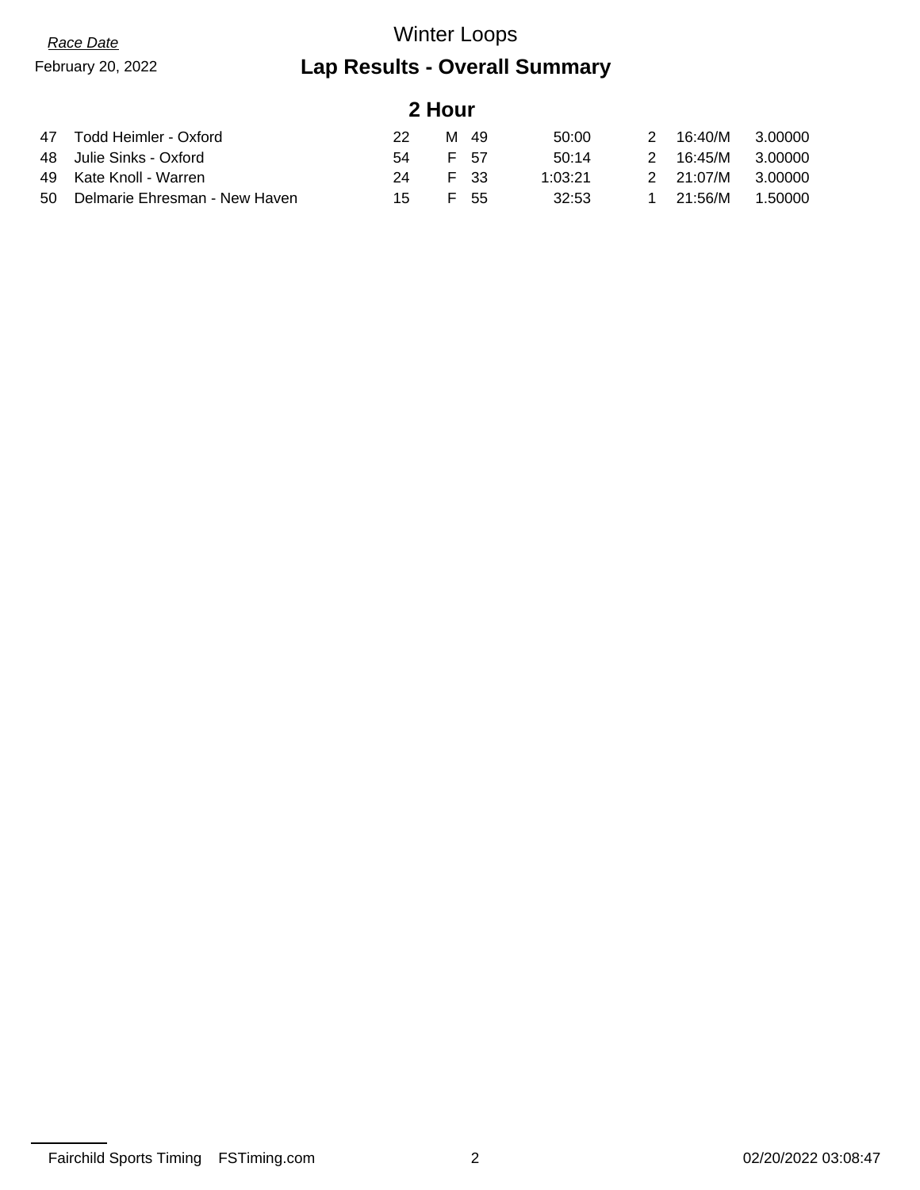Race Date

February 20, 2022

# Winter Loops

## Lap Results - Overall Summary

### 2 Hour

| | | | | | | | | |
|---|---|---|---|---|---|---|---|---|
| 47 | Todd Heimler - Oxford | 22 | M | 49 | 50:00 | 2 | 16:40/M | 3.00000 |
| 48 | Julie Sinks - Oxford | 54 | F | 57 | 50:14 | 2 | 16:45/M | 3.00000 |
| 49 | Kate Knoll - Warren | 24 | F | 33 | 1:03:21 | 2 | 21:07/M | 3.00000 |
| 50 | Delmarie Ehresman - New Haven | 15 | F | 55 | 32:53 | 1 | 21:56/M | 1.50000 |

Fairchild Sports Timing FSTiming.com

02/20/2022 03:08:47